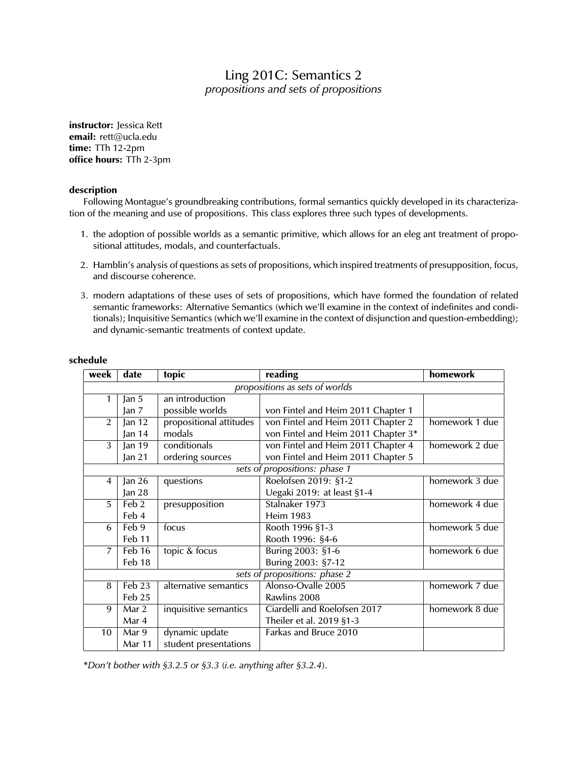# Ling 201C: Semantics 2

*propositions and sets of propositions*

**instructor:** Jessica Rett
**email:** rett@ucla.edu
**time:** TTh 12-2pm
**office hours:** TTh 2-3pm

### description

Following Montague's groundbreaking contributions, formal semantics quickly developed in its characterization of the meaning and use of propositions. This class explores three such types of developments.

1. the adoption of possible worlds as a semantic primitive, which allows for an eleg ant treatment of propositional attitudes, modals, and counterfactuals.
2. Hamblin's analysis of questions as sets of propositions, which inspired treatments of presupposition, focus, and discourse coherence.
3. modern adaptations of these uses of sets of propositions, which have formed the foundation of related semantic frameworks: Alternative Semantics (which we'll examine in the context of indefinites and conditionals); Inquisitive Semantics (which we'll examine in the context of disjunction and question-embedding); and dynamic-semantic treatments of context update.

### schedule

| week | date | topic | reading | homework |
|---|---|---|---|---|
| | | *propositions as sets of worlds* | | |
| 1 | Jan 5 | an introduction | | |
| | Jan 7 | possible worlds | von Fintel and Heim 2011 Chapter 1 | |
| 2 | Jan 12 | propositional attitudes | von Fintel and Heim 2011 Chapter 2 | homework 1 due |
| | Jan 14 | modals | von Fintel and Heim 2011 Chapter 3* | |
| 3 | Jan 19 | conditionals | von Fintel and Heim 2011 Chapter 4 | homework 2 due |
| | Jan 21 | ordering sources | von Fintel and Heim 2011 Chapter 5 | |
| | | *sets of propositions: phase 1* | | |
| 4 | Jan 26 | questions | Roelofsen 2019: §1-2 | homework 3 due |
| | Jan 28 | | Uegaki 2019: at least §1-4 | |
| 5 | Feb 2 | presupposition | Stalnaker 1973 | homework 4 due |
| | Feb 4 | | Heim 1983 | |
| 6 | Feb 9 | focus | Rooth 1996 §1-3 | homework 5 due |
| | Feb 11 | | Rooth 1996: §4-6 | |
| 7 | Feb 16 | topic & focus | Buring 2003: §1-6 | homework 6 due |
| | Feb 18 | | Buring 2003: §7-12 | |
| | | *sets of propositions: phase 2* | | |
| 8 | Feb 23 | alternative semantics | Alonso-Ovalle 2005 | homework 7 due |
| | Feb 25 | | Rawlins 2008 | |
| 9 | Mar 2 | inquisitive semantics | Ciardelli and Roelofsen 2017 | homework 8 due |
| | Mar 4 | | Theiler et al. 2019 §1-3 | |
| 10 | Mar 9 | dynamic update | Farkas and Bruce 2010 | |
| | Mar 11 | student presentations | | |

**Don't bother with §3.2.5 or §3.3 (i.e. anything after §3.2.4).*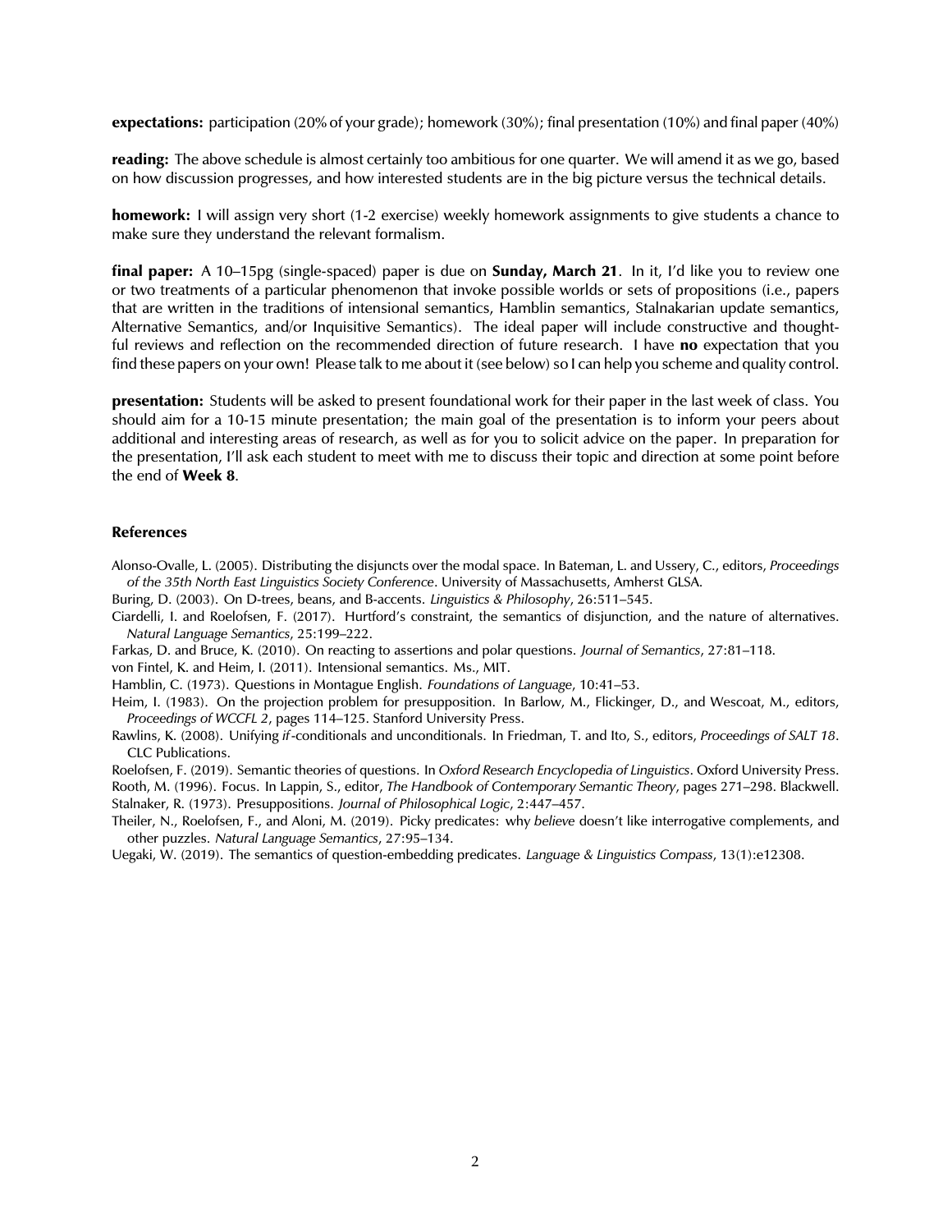**expectations:** participation (20% of your grade); homework (30%); final presentation (10%) and final paper (40%)

**reading:** The above schedule is almost certainly too ambitious for one quarter. We will amend it as we go, based on how discussion progresses, and how interested students are in the big picture versus the technical details.

**homework:** I will assign very short (1-2 exercise) weekly homework assignments to give students a chance to make sure they understand the relevant formalism.

**final paper:** A 10–15pg (single-spaced) paper is due on **Sunday, March 21**. In it, I'd like you to review one or two treatments of a particular phenomenon that invoke possible worlds or sets of propositions (i.e., papers that are written in the traditions of intensional semantics, Hamblin semantics, Stalnakarian update semantics, Alternative Semantics, and/or Inquisitive Semantics). The ideal paper will include constructive and thoughtful reviews and reflection on the recommended direction of future research. I have **no** expectation that you find these papers on your own! Please talk to me about it (see below) so I can help you scheme and quality control.

**presentation:** Students will be asked to present foundational work for their paper in the last week of class. You should aim for a 10-15 minute presentation; the main goal of the presentation is to inform your peers about additional and interesting areas of research, as well as for you to solicit advice on the paper. In preparation for the presentation, I'll ask each student to meet with me to discuss their topic and direction at some point before the end of **Week 8**.

## References

Alonso-Ovalle, L. (2005). Distributing the disjuncts over the modal space. In Bateman, L. and Ussery, C., editors, *Proceedings of the 35th North East Linguistics Society Conference*. University of Massachusetts, Amherst GLSA.

Buring, D. (2003). On D-trees, beans, and B-accents. *Linguistics & Philosophy*, 26:511–545.

Ciardelli, I. and Roelofsen, F. (2017). Hurtford's constraint, the semantics of disjunction, and the nature of alternatives. *Natural Language Semantics*, 25:199–222.

Farkas, D. and Bruce, K. (2010). On reacting to assertions and polar questions. *Journal of Semantics*, 27:81–118.

von Fintel, K. and Heim, I. (2011). Intensional semantics. Ms., MIT.

Hamblin, C. (1973). Questions in Montague English. *Foundations of Language*, 10:41–53.

Heim, I. (1983). On the projection problem for presupposition. In Barlow, M., Flickinger, D., and Wescoat, M., editors, *Proceedings of WCCFL 2*, pages 114–125. Stanford University Press.

Rawlins, K. (2008). Unifying *if*-conditionals and unconditionals. In Friedman, T. and Ito, S., editors, *Proceedings of SALT 18*. CLC Publications.

Roelofsen, F. (2019). Semantic theories of questions. In *Oxford Research Encyclopedia of Linguistics*. Oxford University Press.

Rooth, M. (1996). Focus. In Lappin, S., editor, *The Handbook of Contemporary Semantic Theory*, pages 271–298. Blackwell.

Stalnaker, R. (1973). Presuppositions. *Journal of Philosophical Logic*, 2:447–457.

Theiler, N., Roelofsen, F., and Aloni, M. (2019). Picky predicates: why *believe* doesn't like interrogative complements, and other puzzles. *Natural Language Semantics*, 27:95–134.

Uegaki, W. (2019). The semantics of question-embedding predicates. *Language & Linguistics Compass*, 13(1):e12308.